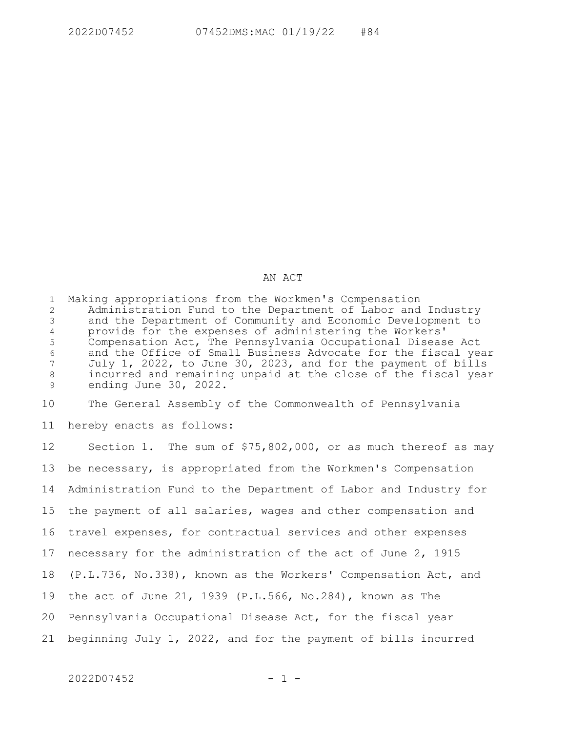# AN ACT

Making appropriations from the Workmen's Compensation Administration Fund to the Department of Labor and Industry and the Department of Community and Economic Development to provide for the expenses of administering the Workers' Compensation Act, The Pennsylvania Occupational Disease Act and the Office of Small Business Advocate for the fiscal year July 1, 2022, to June 30, 2023, and for the payment of bills incurred and remaining unpaid at the close of the fiscal year ending June 30, 2022.

The General Assembly of the Commonwealth of Pennsylvania hereby enacts as follows:

Section 1. The sum of $75,802,000, or as much thereof as may be necessary, is appropriated from the Workmen's Compensation Administration Fund to the Department of Labor and Industry for the payment of all salaries, wages and other compensation and travel expenses, for contractual services and other expenses necessary for the administration of the act of June 2, 1915 (P.L.736, No.338), known as the Workers' Compensation Act, and the act of June 21, 1939 (P.L.566, No.284), known as The Pennsylvania Occupational Disease Act, for the fiscal year beginning July 1, 2022, and for the payment of bills incurred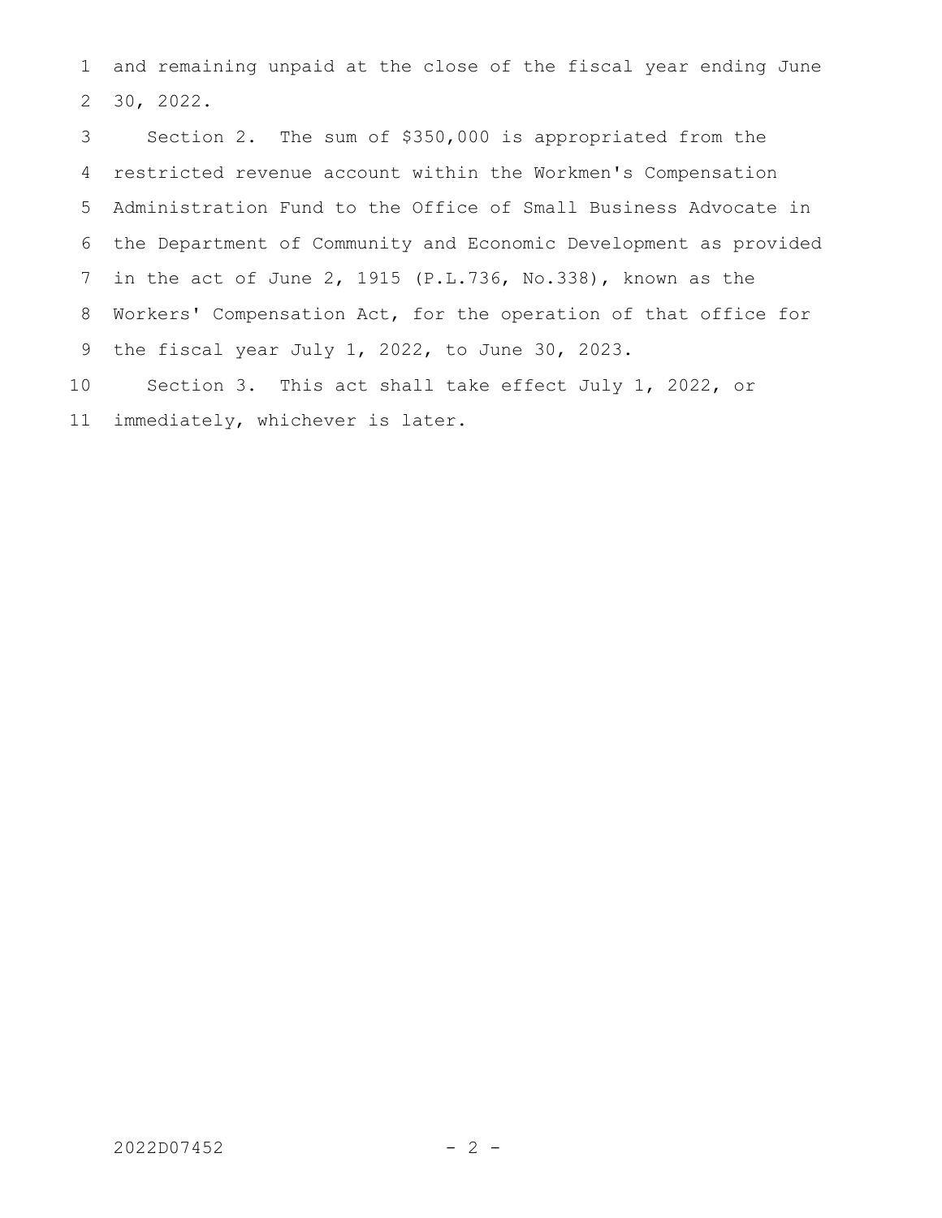and remaining unpaid at the close of the fiscal year ending June 30, 2022.

Section 2. The sum of $350,000 is appropriated from the restricted revenue account within the Workmen's Compensation Administration Fund to the Office of Small Business Advocate in the Department of Community and Economic Development as provided in the act of June 2, 1915 (P.L.736, No.338), known as the Workers' Compensation Act, for the operation of that office for the fiscal year July 1, 2022, to June 30, 2023.

Section 3. This act shall take effect July 1, 2022, or immediately, whichever is later.